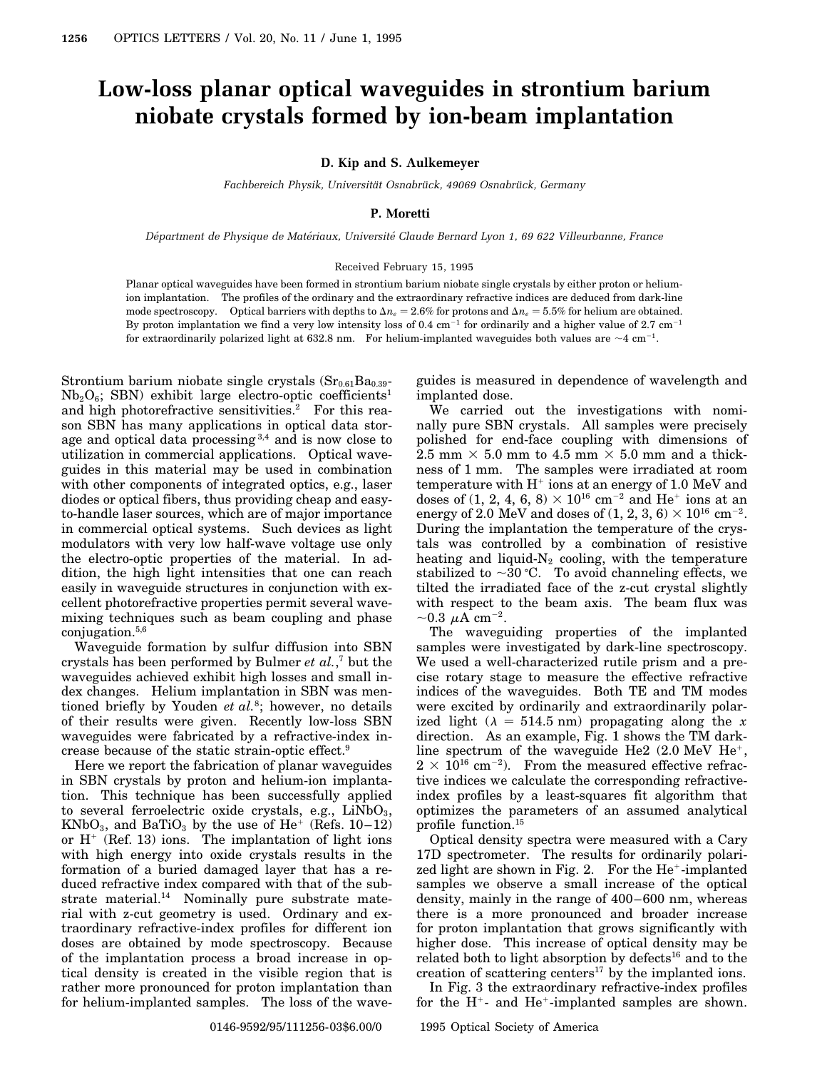# Low-loss planar optical waveguides in strontium barium niobate crystals formed by ion-beam implantation

**D. Kip and S. Aulkemeyer**

*Fachbereich Physik, Universität Osnabrück, 49069 Osnabrück, Germany*

**P. Moretti**

*Départment de Physique de Matériaux, Université Claude Bernard Lyon 1, 69 622 Villeurbanne, France*

Received February 15, 1995

Planar optical waveguides have been formed in strontium barium niobate single crystals by either proton or helium-ion implantation. The profiles of the ordinary and the extraordinary refractive indices are deduced from dark-line mode spectroscopy. Optical barriers with depths to $\Delta n_e = 2.6\%$ for protons and $\Delta n_e = 5.5\%$ for helium are obtained. By proton implantation we find a very low intensity loss of $0.4\ \text{cm}^{-1}$ for ordinarily and a higher value of $2.7\ \text{cm}^{-1}$ for extraordinarily polarized light at 632.8 nm. For helium-implanted waveguides both values are $\sim 4\ \text{cm}^{-1}$.

Strontium barium niobate single crystals ($Sr_{0.61}Ba_{0.39}$-$Nb_2O_6$; SBN) exhibit large electro-optic coefficients[1] and high photorefractive sensitivities.[2] For this reason SBN has many applications in optical data storage and optical data processing[3,4] and is now close to utilization in commercial applications. Optical waveguides in this material may be used in combination with other components of integrated optics, e.g., laser diodes or optical fibers, thus providing cheap and easy-to-handle laser sources, which are of major importance in commercial optical systems. Such devices as light modulators with very low half-wave voltage use only the electro-optic properties of the material. In addition, the high light intensities that one can reach easily in waveguide structures in conjunction with excellent photorefractive properties permit several wave-mixing techniques such as beam coupling and phase conjugation.[5,6]

Waveguide formation by sulfur diffusion into SBN crystals has been performed by Bulmer *et al.*,[7] but the waveguides achieved exhibit high losses and small index changes. Helium implantation in SBN was mentioned briefly by Youden *et al.*[8]; however, no details of their results were given. Recently low-loss SBN waveguides were fabricated by a refractive-index increase because of the static strain-optic effect.[9]

Here we report the fabrication of planar waveguides in SBN crystals by proton and helium-ion implantation. This technique has been successfully applied to several ferroelectric oxide crystals, e.g., $LiNbO_3$, $KNbO_3$, and $BaTiO_3$ by the use of $He^+$ (Refs. 10–12) or $H^+$ (Ref. 13) ions. The implantation of light ions with high energy into oxide crystals results in the formation of a buried damaged layer that has a reduced refractive index compared with that of the substrate material.[14] Nominally pure substrate material with z-cut geometry is used. Ordinary and extraordinary refractive-index profiles for different ion doses are obtained by mode spectroscopy. Because of the implantation process a broad increase in optical density is created in the visible region that is rather more pronounced for proton implantation than for helium-implanted samples. The loss of the waveguides is measured in dependence of wavelength and implanted dose.

We carried out the investigations with nominally pure SBN crystals. All samples were precisely polished for end-face coupling with dimensions of 2.5 mm × 5.0 mm to 4.5 mm × 5.0 mm and a thickness of 1 mm. The samples were irradiated at room temperature with $H^+$ ions at an energy of 1.0 MeV and doses of $(1, 2, 4, 6, 8) \times 10^{16}\ \text{cm}^{-2}$ and $He^+$ ions at an energy of 2.0 MeV and doses of $(1, 2, 3, 6) \times 10^{16}\ \text{cm}^{-2}$. During the implantation the temperature of the crystals was controlled by a combination of resistive heating and liquid-$N_2$ cooling, with the temperature stabilized to ~30 °C. To avoid channeling effects, we tilted the irradiated face of the z-cut crystal slightly with respect to the beam axis. The beam flux was $\sim 0.3\ \mu\text{A cm}^{-2}$.

The waveguiding properties of the implanted samples were investigated by dark-line spectroscopy. We used a well-characterized rutile prism and a precise rotary stage to measure the effective refractive indices of the waveguides. Both TE and TM modes were excited by ordinarily and extraordinarily polarized light ($\lambda = 514.5$ nm) propagating along the $x$ direction. As an example, Fig. 1 shows the TM dark-line spectrum of the waveguide He2 (2.0 MeV $He^+$, $2 \times 10^{16}\ \text{cm}^{-2}$). From the measured effective refractive indices we calculate the corresponding refractive-index profiles by a least-squares fit algorithm that optimizes the parameters of an assumed analytical profile function.[15]

Optical density spectra were measured with a Cary 17D spectrometer. The results for ordinarily polarized light are shown in Fig. 2. For the $He^+$-implanted samples we observe a small increase of the optical density, mainly in the range of 400–600 nm, whereas there is a more pronounced and broader increase for proton implantation that grows significantly with higher dose. This increase of optical density may be related both to light absorption by defects[16] and to the creation of scattering centers[17] by the implanted ions.

In Fig. 3 the extraordinary refractive-index profiles for the $H^+$- and $He^+$-implanted samples are shown.

0146-9592/95/111256-03$6.00/0 © 1995 Optical Society of America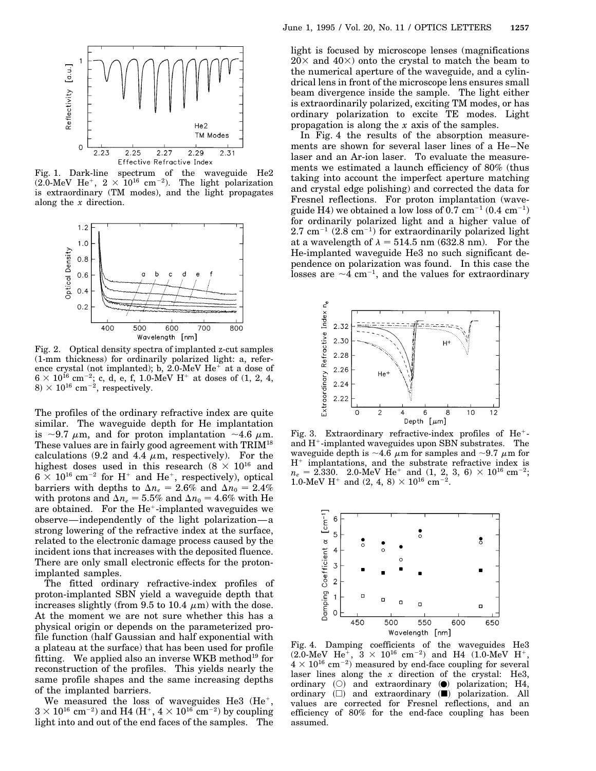Fig. 1. Dark-line spectrum of the waveguide He2 (2.0-MeV $He^+$, $2 \times 10^{16}$ $cm^{-2}$). The light polarization is extraordinary (TM modes), and the light propagates along the $x$ direction.

Fig. 2. Optical density spectra of implanted z-cut samples (1-mm thickness) for ordinarily polarized light: a, reference crystal (not implanted); b, 2.0-MeV $He^+$ at a dose of $6 \times 10^{16}$ $cm^{-2}$; c, d, e, f, 1.0-MeV $H^+$ at doses of (1, 2, 4, 8) $\times 10^{16}$ $cm^{-2}$, respectively.

The profiles of the ordinary refractive index are quite similar. The waveguide depth for He implantation is ~9.7 $\mu$m, and for proton implantation ~4.6 $\mu$m. These values are in fairly good agreement with TRIM[18] calculations (9.2 and 4.4 $\mu$m, respectively). For the highest doses used in this research ($8 \times 10^{16}$ and $6 \times 10^{16}$ $cm^{-2}$ for $H^+$ and $He^+$, respectively), optical barriers with depths to $\Delta n_e = 2.6\%$ and $\Delta n_0 = 2.4\%$ with protons and $\Delta n_e = 5.5\%$ and $\Delta n_0 = 4.6\%$ with He are obtained. For the $He^+$-implanted waveguides we observe—independently of the light polarization—a strong lowering of the refractive index at the surface, related to the electronic damage process caused by the incident ions that increases with the deposited fluence. There are only small electronic effects for the proton-implanted samples.

The fitted ordinary refractive-index profiles of proton-implanted SBN yield a waveguide depth that increases slightly (from 9.5 to 10.4 $\mu$m) with the dose. At the moment we are not sure whether this has a physical origin or depends on the parameterized profile function (half Gaussian and half exponential with a plateau at the surface) that has been used for profile fitting. We applied also an inverse WKB method[19] for reconstruction of the profiles. This yields nearly the same profile shapes and the same increasing depths of the implanted barriers.

We measured the loss of waveguides He3 ($He^+$, $3 \times 10^{16}$ $cm^{-2}$) and H4 ($H^+$, $4 \times 10^{16}$ $cm^{-2}$) by coupling light into and out of the end faces of the samples. The light is focused by microscope lenses (magnifications 20× and 40×) onto the crystal to match the beam to the numerical aperture of the waveguide, and a cylindrical lens in front of the microscope lens ensures small beam divergence inside the sample. The light either is extraordinarily polarized, exciting TM modes, or has ordinary polarization to excite TE modes. Light propagation is along the $x$ axis of the samples.

In Fig. 4 the results of the absorption measurements are shown for several laser lines of a He–Ne laser and an Ar-ion laser. To evaluate the measurements we estimated a launch efficiency of 80% (thus taking into account the imperfect aperture matching and crystal edge polishing) and corrected the data for Fresnel reflections. For proton implantation (waveguide H4) we obtained a low loss of 0.7 $cm^{-1}$ (0.4 $cm^{-1}$) for ordinarily polarized light and a higher value of 2.7 $cm^{-1}$ (2.8 $cm^{-1}$) for extraordinarily polarized light at a wavelength of $\lambda = 514.5$ nm (632.8 nm). For the He-implanted waveguide He3 no such significant dependence on polarization was found. In this case the losses are ~4 $cm^{-1}$, and the values for extraordinary

Fig. 3. Extraordinary refractive-index profiles of $He^+$- and $H^+$-implanted waveguides upon SBN substrates. The waveguide depth is ~4.6 $\mu$m for samples and ~9.7 $\mu$m for $H^+$ implantations, and the substrate refractive index is $n_e = 2.330$. 2.0-MeV $He^+$ and (1, 2, 3, 6) $\times 10^{16}$ $cm^{-2}$; 1.0-MeV $H^+$ and (2, 4, 8) $\times 10^{16}$ $cm^{-2}$.

Fig. 4. Damping coefficients of the waveguides He3 (2.0-MeV $He^+$, $3 \times 10^{16}$ $cm^{-2}$) and H4 (1.0-MeV $H^+$, $4 \times 10^{16}$ $cm^{-2}$) measured by end-face coupling for several laser lines along the $x$ direction of the crystal: He3, ordinary (○) and extraordinary (●) polarization; H4, ordinary (□) and extraordinary (■) polarization. All values are corrected for Fresnel reflections, and an efficiency of 80% for the end-face coupling has been assumed.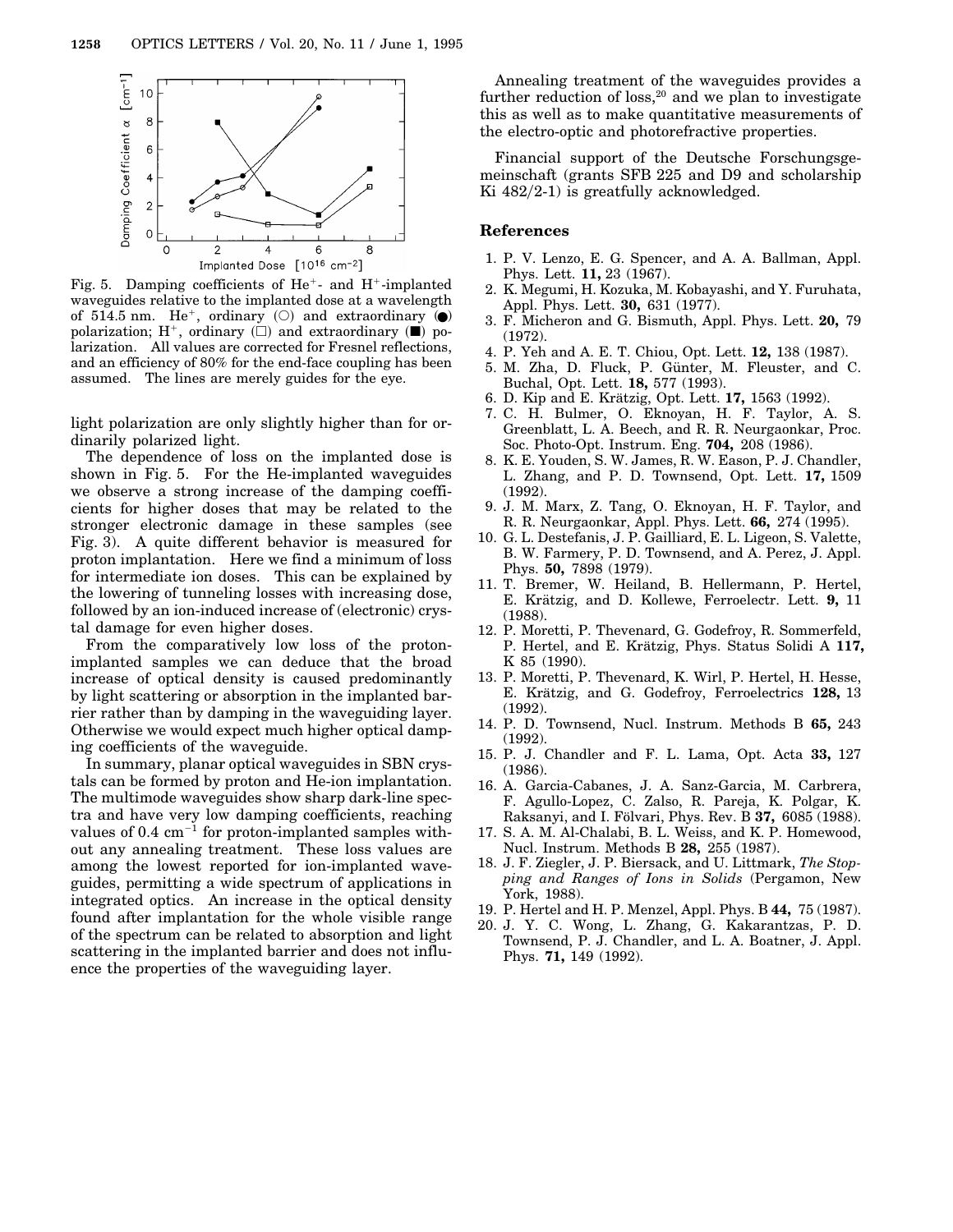Damping Coefficient α [cm⁻¹]

10
8
6
4
2
0

0 2 4 6 8

Implanted Dose [$10^{16}$ cm$^{-2}$]

Fig. 5. Damping coefficients of $He^+$- and $H^+$-implanted waveguides relative to the implanted dose at a wavelength of 514.5 nm. $He^+$, ordinary (○) and extraordinary (●) polarization; $H^+$, ordinary (□) and extraordinary (■) polarization. All values are corrected for Fresnel reflections, and an efficiency of 80% for the end-face coupling has been assumed. The lines are merely guides for the eye.

light polarization are only slightly higher than for ordinarily polarized light.

The dependence of loss on the implanted dose is shown in Fig. 5. For the He-implanted waveguides we observe a strong increase of the damping coefficients for higher doses that may be related to the stronger electronic damage in these samples (see Fig. 3). A quite different behavior is measured for proton implantation. Here we find a minimum of loss for intermediate ion doses. This can be explained by the lowering of tunneling losses with increasing dose, followed by an ion-induced increase of (electronic) crystal damage for even higher doses.

From the comparatively low loss of the proton-implanted samples we can deduce that the broad increase of optical density is caused predominantly by light scattering or absorption in the implanted barrier rather than by damping in the waveguiding layer. Otherwise we would expect much higher optical damping coefficients of the waveguide.

In summary, planar optical waveguides in SBN crystals can be formed by proton and He-ion implantation. The multimode waveguides show sharp dark-line spectra and have very low damping coefficients, reaching values of 0.4 cm$^{-1}$ for proton-implanted samples without any annealing treatment. These loss values are among the lowest reported for ion-implanted waveguides, permitting a wide spectrum of applications in integrated optics. An increase in the optical density found after implantation for the whole visible range of the spectrum can be related to absorption and light scattering in the implanted barrier and does not influence the properties of the waveguiding layer.

Annealing treatment of the waveguides provides a further reduction of loss,[20] and we plan to investigate this as well as to make quantitative measurements of the electro-optic and photorefractive properties.

Financial support of the Deutsche Forschungsgemeinschaft (grants SFB 225 and D9 and scholarship Ki 482/2-1) is greatfully acknowledged.

## References

1. P. V. Lenzo, E. G. Spencer, and A. A. Ballman, Appl. Phys. Lett. **11,** 23 (1967).
2. K. Megumi, H. Kozuka, M. Kobayashi, and Y. Furuhata, Appl. Phys. Lett. **30,** 631 (1977).
3. F. Micheron and G. Bismuth, Appl. Phys. Lett. **20,** 79 (1972).
4. P. Yeh and A. E. T. Chiou, Opt. Lett. **12,** 138 (1987).
5. M. Zha, D. Fluck, P. Günter, M. Fleuster, and C. Buchal, Opt. Lett. **18,** 577 (1993).
6. D. Kip and E. Krätzig, Opt. Lett. **17,** 1563 (1992).
7. C. H. Bulmer, O. Eknoyan, H. F. Taylor, A. S. Greenblatt, L. A. Beech, and R. R. Neurgaonkar, Proc. Soc. Photo-Opt. Instrum. Eng. **704,** 208 (1986).
8. K. E. Youden, S. W. James, R. W. Eason, P. J. Chandler, L. Zhang, and P. D. Townsend, Opt. Lett. **17,** 1509 (1992).
9. J. M. Marx, Z. Tang, O. Eknoyan, H. F. Taylor, and R. R. Neurgaonkar, Appl. Phys. Lett. **66,** 274 (1995).
10. G. L. Destefanis, J. P. Gailliard, E. L. Ligeon, S. Valette, B. W. Farmery, P. D. Townsend, and A. Perez, J. Appl. Phys. **50,** 7898 (1979).
11. T. Bremer, W. Heiland, B. Hellermann, P. Hertel, E. Krätzig, and D. Kollewe, Ferroelectr. Lett. **9,** 11 (1988).
12. P. Moretti, P. Thevenard, G. Godefroy, R. Sommerfeld, P. Hertel, and E. Krätzig, Phys. Status Solidi A **117,** K 85 (1990).
13. P. Moretti, P. Thevenard, K. Wirl, P. Hertel, H. Hesse, E. Krätzig, and G. Godefroy, Ferroelectrics **128,** 13 (1992).
14. P. D. Townsend, Nucl. Instrum. Methods B **65,** 243 (1992).
15. P. J. Chandler and F. L. Lama, Opt. Acta **33,** 127 (1986).
16. A. Garcia-Cabanes, J. A. Sanz-Garcia, M. Carbrera, F. Agullo-Lopez, C. Zalso, R. Pareja, K. Polgar, K. Raksanyi, and I. Fölvari, Phys. Rev. B **37,** 6085 (1988).
17. S. A. M. Al-Chalabi, B. L. Weiss, and K. P. Homewood, Nucl. Instrum. Methods B **28,** 255 (1987).
18. J. F. Ziegler, J. P. Biersack, and U. Littmark, *The Stopping and Ranges of Ions in Solids* (Pergamon, New York, 1988).
19. P. Hertel and H. P. Menzel, Appl. Phys. B **44,** 75 (1987).
20. J. Y. C. Wong, L. Zhang, G. Kakarantzas, P. D. Townsend, P. J. Chandler, and L. A. Boatner, J. Appl. Phys. **71,** 149 (1992).